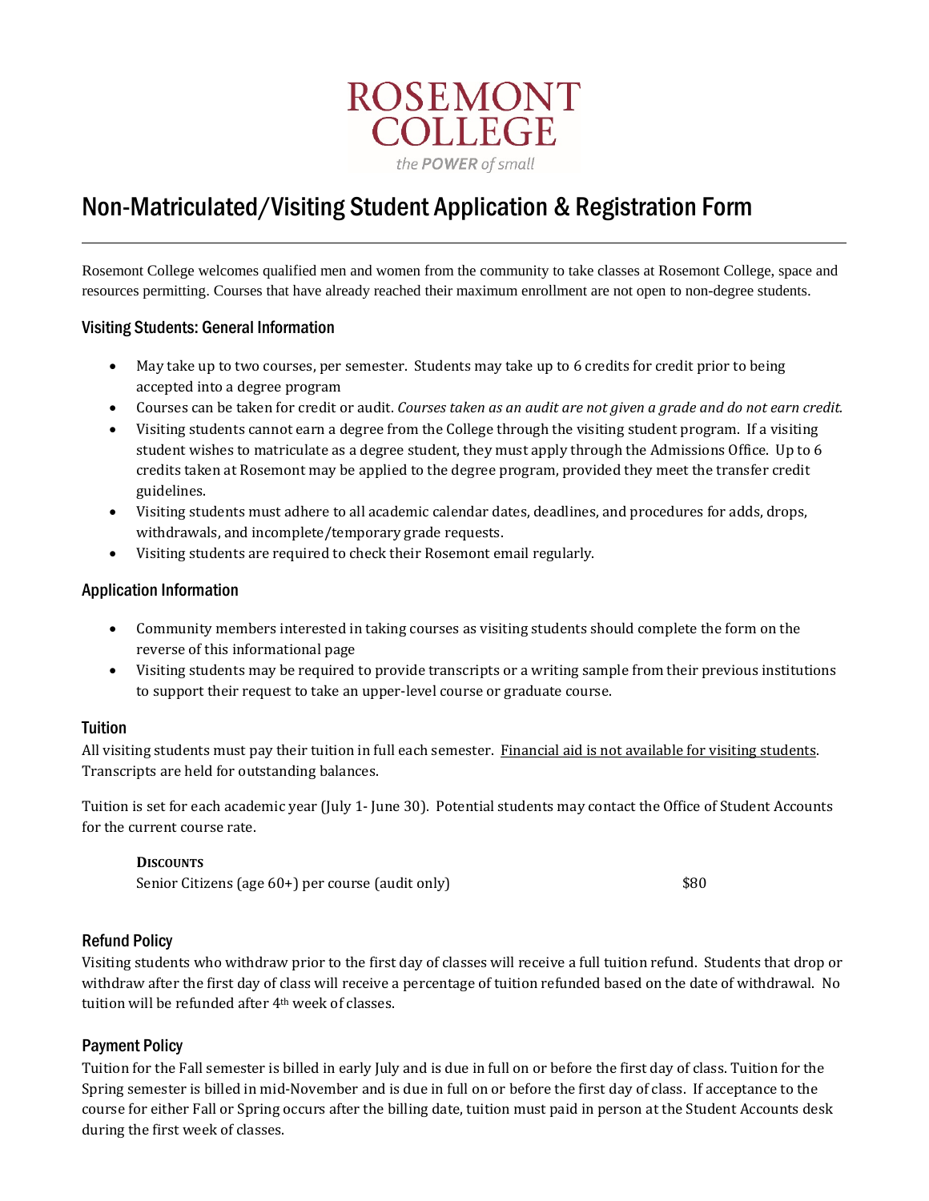ROSEMONT COLLEGE

the POWER of small

# Non-Matriculated/Visiting Student Application & Registration Form

---

Rosemont College welcomes qualified men and women from the community to take classes at Rosemont College, space and resources permitting. Courses that have already reached their maximum enrollment are not open to non-degree students.

## Visiting Students: General Information

- May take up to two courses, per semester. Students may take up to 6 credits for credit prior to being accepted into a degree program
- Courses can be taken for credit or audit. *Courses taken as an audit are not given a grade and do not earn credit.*
- Visiting students cannot earn a degree from the College through the visiting student program. If a visiting student wishes to matriculate as a degree student, they must apply through the Admissions Office. Up to 6 credits taken at Rosemont may be applied to the degree program, provided they meet the transfer credit guidelines.
- Visiting students must adhere to all academic calendar dates, deadlines, and procedures for adds, drops, withdrawals, and incomplete/temporary grade requests.
- Visiting students are required to check their Rosemont email regularly.

## Application Information

- Community members interested in taking courses as visiting students should complete the form on the reverse of this informational page
- Visiting students may be required to provide transcripts or a writing sample from their previous institutions to support their request to take an upper-level course or graduate course.

## Tuition

All visiting students must pay their tuition in full each semester. <u>Financial aid is not available for visiting students</u>. Transcripts are held for outstanding balances.

Tuition is set for each academic year (July 1- June 30). Potential students may contact the Office of Student Accounts for the current course rate.

**DISCOUNTS**

Senior Citizens (age 60+) per course (audit only) $80

## Refund Policy

Visiting students who withdraw prior to the first day of classes will receive a full tuition refund. Students that drop or withdraw after the first day of class will receive a percentage of tuition refunded based on the date of withdrawal. No tuition will be refunded after 4th week of classes.

## Payment Policy

Tuition for the Fall semester is billed in early July and is due in full on or before the first day of class. Tuition for the Spring semester is billed in mid-November and is due in full on or before the first day of class. If acceptance to the course for either Fall or Spring occurs after the billing date, tuition must paid in person at the Student Accounts desk during the first week of classes.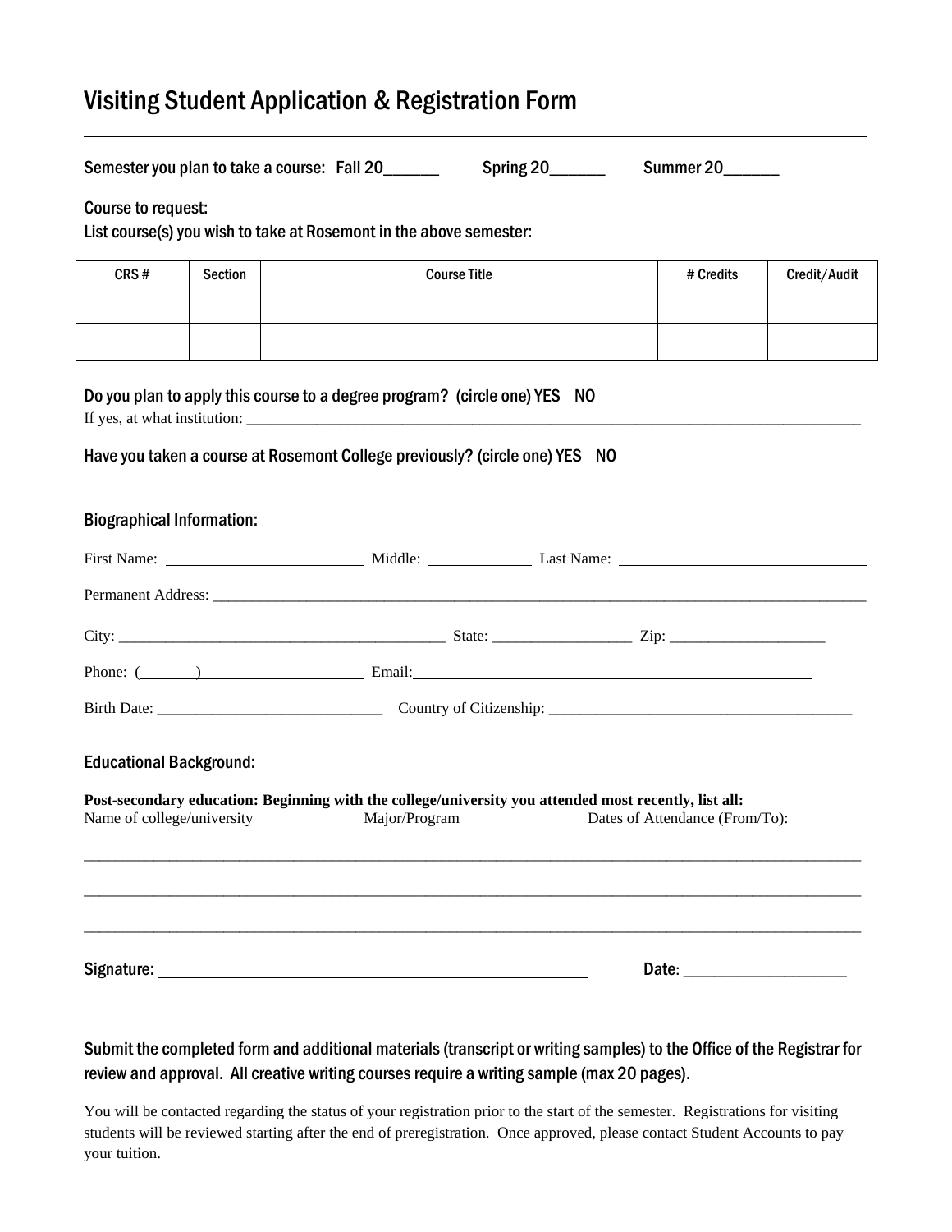# Visiting Student Application & Registration Form

Semester you plan to take a course: Fall 20______ Spring 20______ Summer 20______

Course to request:

List course(s) you wish to take at Rosemont in the above semester:

| CRS # | Section | Course Title | # Credits | Credit/Audit |
|---|---|---|---|---|
| | | | | |
| | | | | |

Do you plan to apply this course to a degree program? (circle one) YES NO

If yes, at what institution: ______________________________________________________________________________

Have you taken a course at Rosemont College previously? (circle one) YES NO

## Biographical Information:

First Name: ________________________ Middle: ____________ Last Name: ______________________________

Permanent Address: __________________________________________________________________________________

City: __________________________________________ State: __________________ Zip: ____________________

Phone: (_______)____________________ Email:________________________________________________

Birth Date: _____________________________ Country of Citizenship: _______________________________________

## Educational Background:

**Post-secondary education: Beginning with the college/university you attended most recently, list all:**

Name of college/university Major/Program Dates of Attendance (From/To):

_____________________________________________________________________________________________________

_____________________________________________________________________________________________________

_____________________________________________________________________________________________________

Signature: ____________________________________________________ Date: ____________________

Submit the completed form and additional materials (transcript or writing samples) to the Office of the Registrar for review and approval. All creative writing courses require a writing sample (max 20 pages).

You will be contacted regarding the status of your registration prior to the start of the semester. Registrations for visiting students will be reviewed starting after the end of preregistration. Once approved, please contact Student Accounts to pay your tuition.